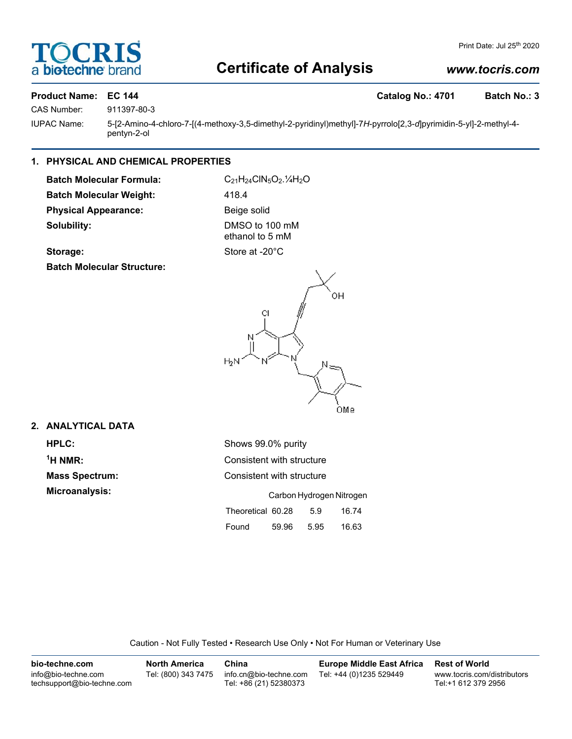# Certificate of Analysis

Print Date: Jul 25th 2020

www.tocris.com

**Product Name:** **EC 144** **Catalog No.: 4701** **Batch No.: 3**

CAS Number: 911397-80-3

IUPAC Name: 5-[2-Amino-4-chloro-7-[(4-methoxy-3,5-dimethyl-2-pyridinyl)methyl]-7*H*-pyrrolo[2,3-*d*]pyrimidin-5-yl]-2-methyl-4-pentyn-2-ol

## 1. PHYSICAL AND CHEMICAL PROPERTIES

**Batch Molecular Formula:** $C_{21}H_{24}ClN_5O_2.¼H_2O$

**Batch Molecular Weight:** 418.4

**Physical Appearance:** Beige solid

**Solubility:** DMSO to 100 mM
ethanol to 5 mM

**Storage:** Store at -20°C

**Batch Molecular Structure:**

## 2. ANALYTICAL DATA

**HPLC:** Shows 99.0% purity

**$^1$H NMR:** Consistent with structure

**Mass Spectrum:** Consistent with structure

**Microanalysis:**

| | Carbon | Hydrogen | Nitrogen |
|---|---|---|---|
| Theoretical | 60.28 | 5.9 | 16.74 |
| Found | 59.96 | 5.95 | 16.63 |

Caution - Not Fully Tested • Research Use Only • Not For Human or Veterinary Use

**bio-techne.com**
info@bio-techne.com
techsupport@bio-techne.com

**North America**
Tel: (800) 343 7475

**China**
info.cn@bio-techne.com
Tel: +86 (21) 52380373

**Europe Middle East Africa**
Tel: +44 (0)1235 529449

**Rest of World**
www.tocris.com/distributors
Tel:+1 612 379 2956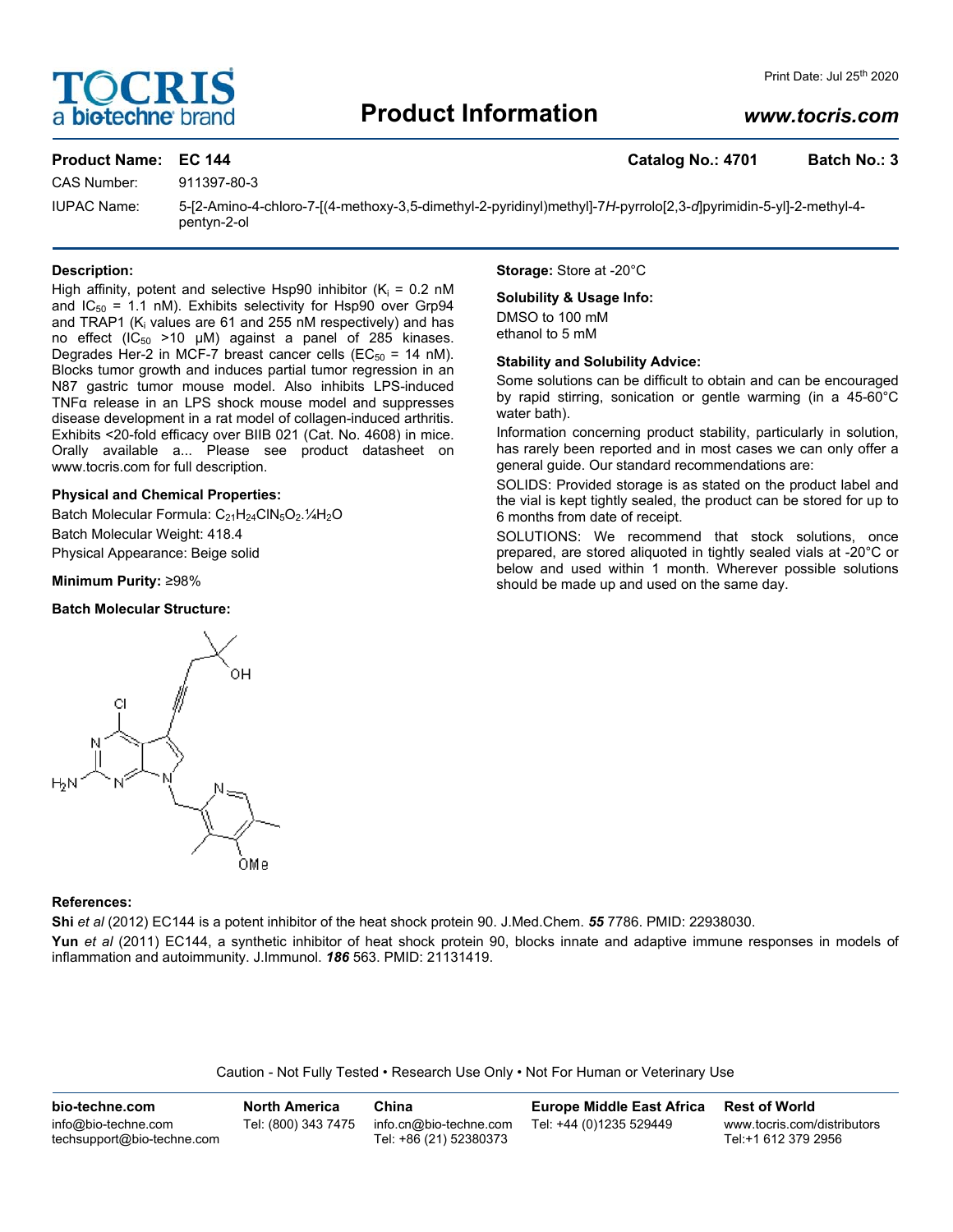# Product Information

www.tocris.com

**Product Name: EC 144** **Catalog No.: 4701** **Batch No.: 3**

CAS Number: 911397-80-3

IUPAC Name: 5-[2-Amino-4-chloro-7-[(4-methoxy-3,5-dimethyl-2-pyridinyl)methyl]-7*H*-pyrrolo[2,3-*d*]pyrimidin-5-yl]-2-methyl-4-pentyn-2-ol

### Description:

High affinity, potent and selective Hsp90 inhibitor ($K_i$ = 0.2 nM and $IC_{50}$ = 1.1 nM). Exhibits selectivity for Hsp90 over Grp94 and TRAP1 ($K_i$ values are 61 and 255 nM respectively) and has no effect ($IC_{50}$ >10 μM) against a panel of 285 kinases. Degrades Her-2 in MCF-7 breast cancer cells ($EC_{50}$ = 14 nM). Blocks tumor growth and induces partial tumor regression in an N87 gastric tumor mouse model. Also inhibits LPS-induced TNFα release in an LPS shock mouse model and suppresses disease development in a rat model of collagen-induced arthritis. Exhibits <20-fold efficacy over BIIB 021 (Cat. No. 4608) in mice. Orally available a... Please see product datasheet on www.tocris.com for full description.

### Physical and Chemical Properties:

Batch Molecular Formula: $C_{21}H_{24}ClN_5O_2.¼H_2O$

Batch Molecular Weight: 418.4

Physical Appearance: Beige solid

**Minimum Purity:** ≥98%

### Batch Molecular Structure:

OH

Cl

N

H2N N N

N

OMe

**Storage:** Store at -20°C

### Solubility & Usage Info:

DMSO to 100 mM
ethanol to 5 mM

### Stability and Solubility Advice:

Some solutions can be difficult to obtain and can be encouraged by rapid stirring, sonication or gentle warming (in a 45-60°C water bath).

Information concerning product stability, particularly in solution, has rarely been reported and in most cases we can only offer a general guide. Our standard recommendations are:

SOLIDS: Provided storage is as stated on the product label and the vial is kept tightly sealed, the product can be stored for up to 6 months from date of receipt.

SOLUTIONS: We recommend that stock solutions, once prepared, are stored aliquoted in tightly sealed vials at -20°C or below and used within 1 month. Wherever possible solutions should be made up and used on the same day.

### References:

**Shi** *et al* (2012) EC144 is a potent inhibitor of the heat shock protein 90. J.Med.Chem. ***55*** 7786. PMID: 22938030.

**Yun** *et al* (2011) EC144, a synthetic inhibitor of heat shock protein 90, blocks innate and adaptive immune responses in models of inflammation and autoimmunity. J.Immunol. ***186*** 563. PMID: 21131419.

Caution - Not Fully Tested • Research Use Only • Not For Human or Veterinary Use

| bio-techne.com | North America | China | Europe Middle East Africa | Rest of World |
| --- | --- | --- | --- | --- |
| info@bio-techne.com<br>techsupport@bio-techne.com | Tel: (800) 343 7475 | info.cn@bio-techne.com<br>Tel: +86 (21) 52380373 | Tel: +44 (0)1235 529449 | www.tocris.com/distributors<br>Tel:+1 612 379 2956 |